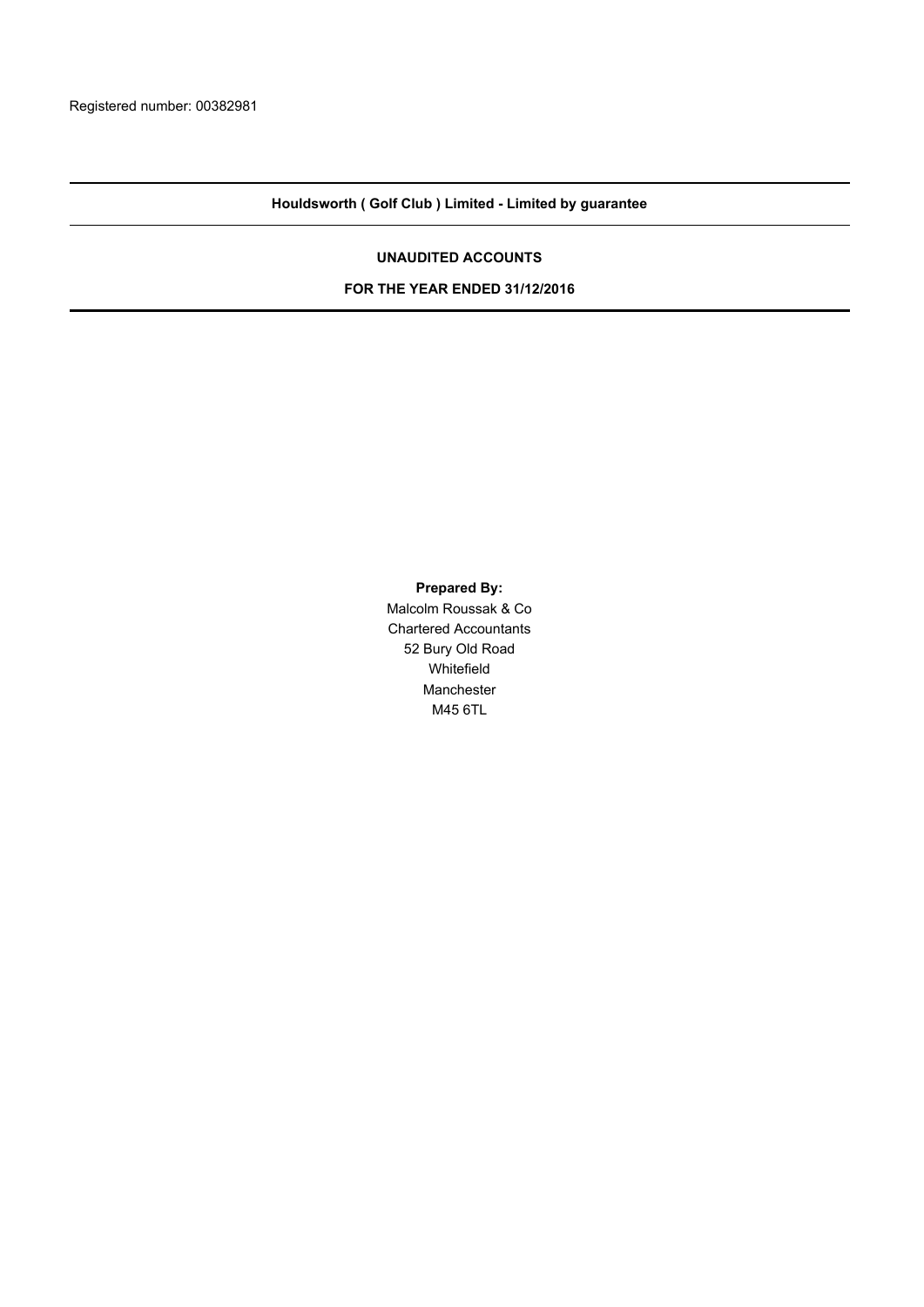Registered number: 00382981

---

**Houldsworth ( Golf Club ) Limited - Limited by guarantee**

---

**UNAUDITED ACCOUNTS**

**FOR THE YEAR ENDED 31/12/2016**

---

**Prepared By:**

Malcolm Roussak & Co

Chartered Accountants

52 Bury Old Road

Whitefield

Manchester

M45 6TL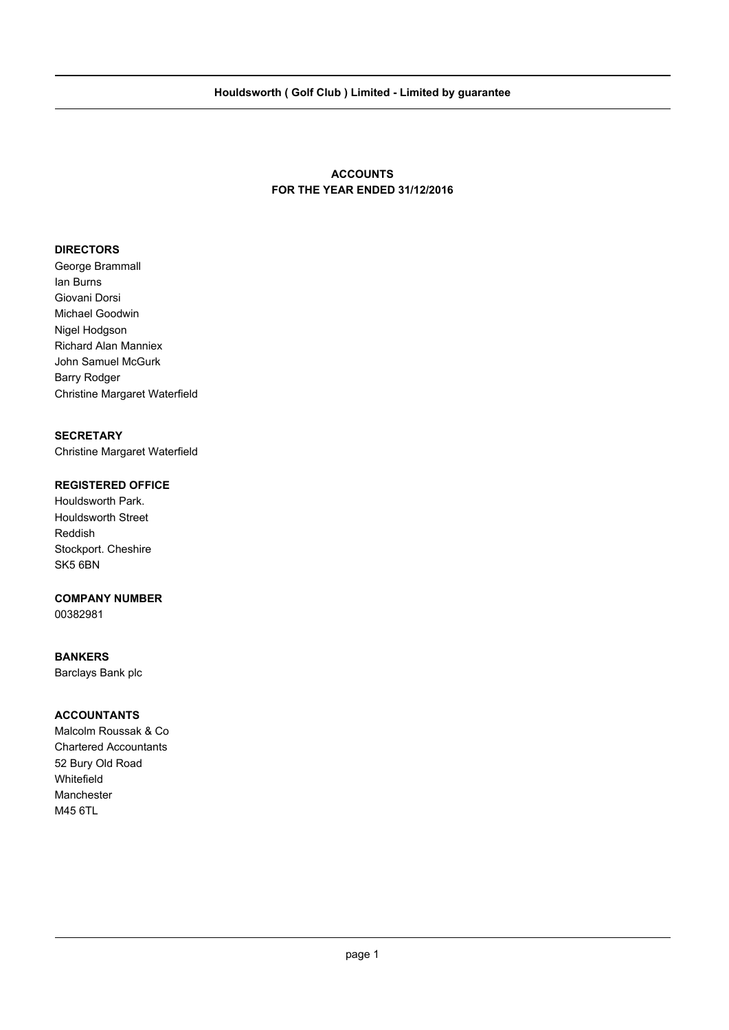**Houldsworth ( Golf Club ) Limited - Limited by guarantee**

# ACCOUNTS
## FOR THE YEAR ENDED 31/12/2016

**DIRECTORS**

George Brammall
Ian Burns
Giovani Dorsi
Michael Goodwin
Nigel Hodgson
Richard Alan Manniex
John Samuel McGurk
Barry Rodger
Christine Margaret Waterfield

**SECRETARY**

Christine Margaret Waterfield

**REGISTERED OFFICE**

Houldsworth Park.
Houldsworth Street
Reddish
Stockport. Cheshire
SK5 6BN

**COMPANY NUMBER**

00382981

**BANKERS**

Barclays Bank plc

**ACCOUNTANTS**

Malcolm Roussak & Co
Chartered Accountants
52 Bury Old Road
Whitefield
Manchester
M45 6TL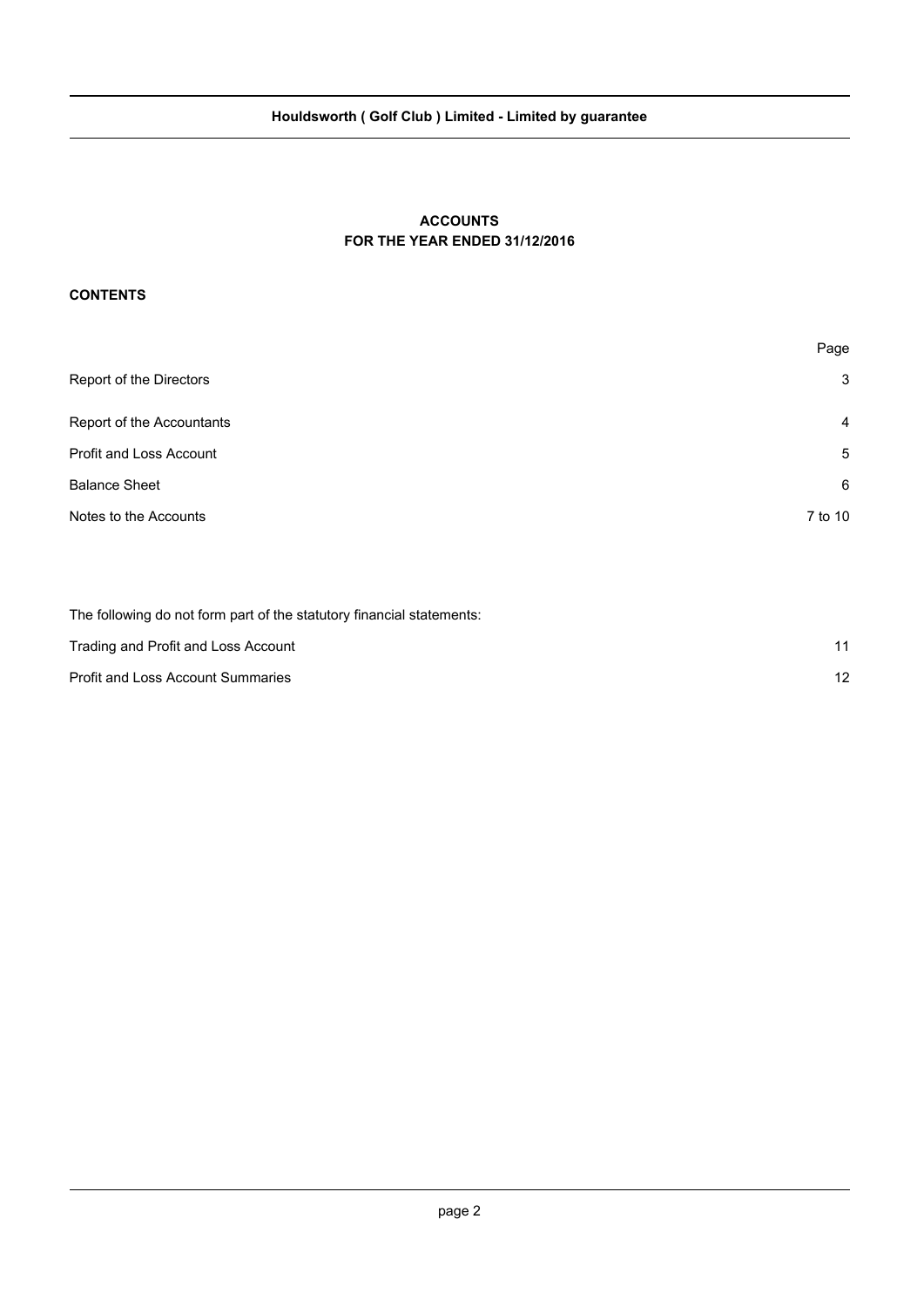**Houldsworth ( Golf Club ) Limited - Limited by guarantee**

# ACCOUNTS
## FOR THE YEAR ENDED 31/12/2016

**CONTENTS**

| | Page |
|---|---|
| Report of the Directors | 3 |
| Report of the Accountants | 4 |
| Profit and Loss Account | 5 |
| Balance Sheet | 6 |
| Notes to the Accounts | 7 to 10 |

The following do not form part of the statutory financial statements:

| | |
|---|---|
| Trading and Profit and Loss Account | 11 |
| Profit and Loss Account Summaries | 12 |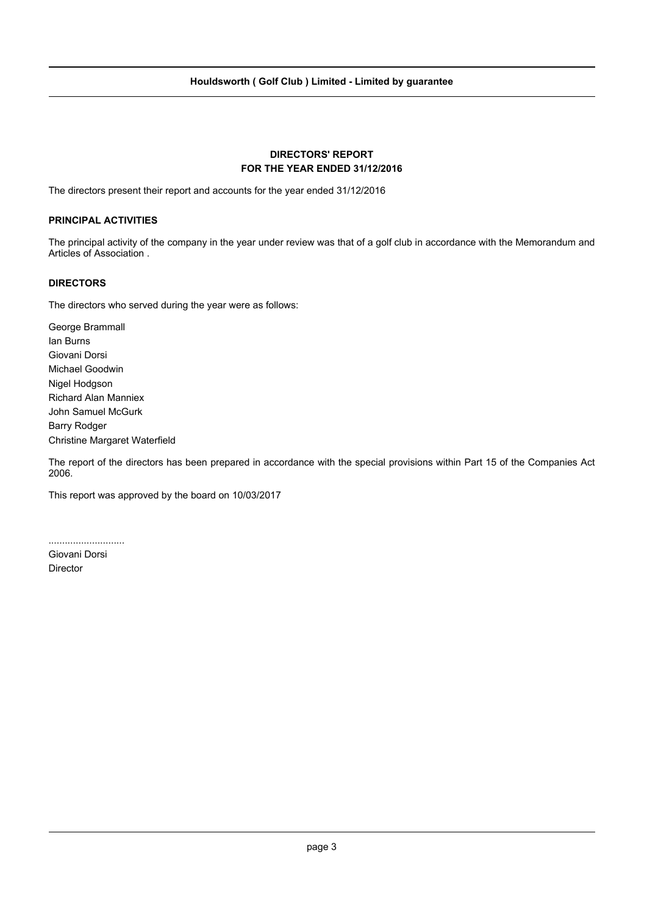# DIRECTORS' REPORT
## FOR THE YEAR ENDED 31/12/2016

The directors present their report and accounts for the year ended 31/12/2016

### PRINCIPAL ACTIVITIES

The principal activity of the company in the year under review was that of a golf club in accordance with the Memorandum and Articles of Association .

### DIRECTORS

The directors who served during the year were as follows:

George Brammall
Ian Burns
Giovani Dorsi
Michael Goodwin
Nigel Hodgson
Richard Alan Manniex
John Samuel McGurk
Barry Rodger
Christine Margaret Waterfield

The report of the directors has been prepared in accordance with the special provisions within Part 15 of the Companies Act 2006.

This report was approved by the board on 10/03/2017

............................
Giovani Dorsi
Director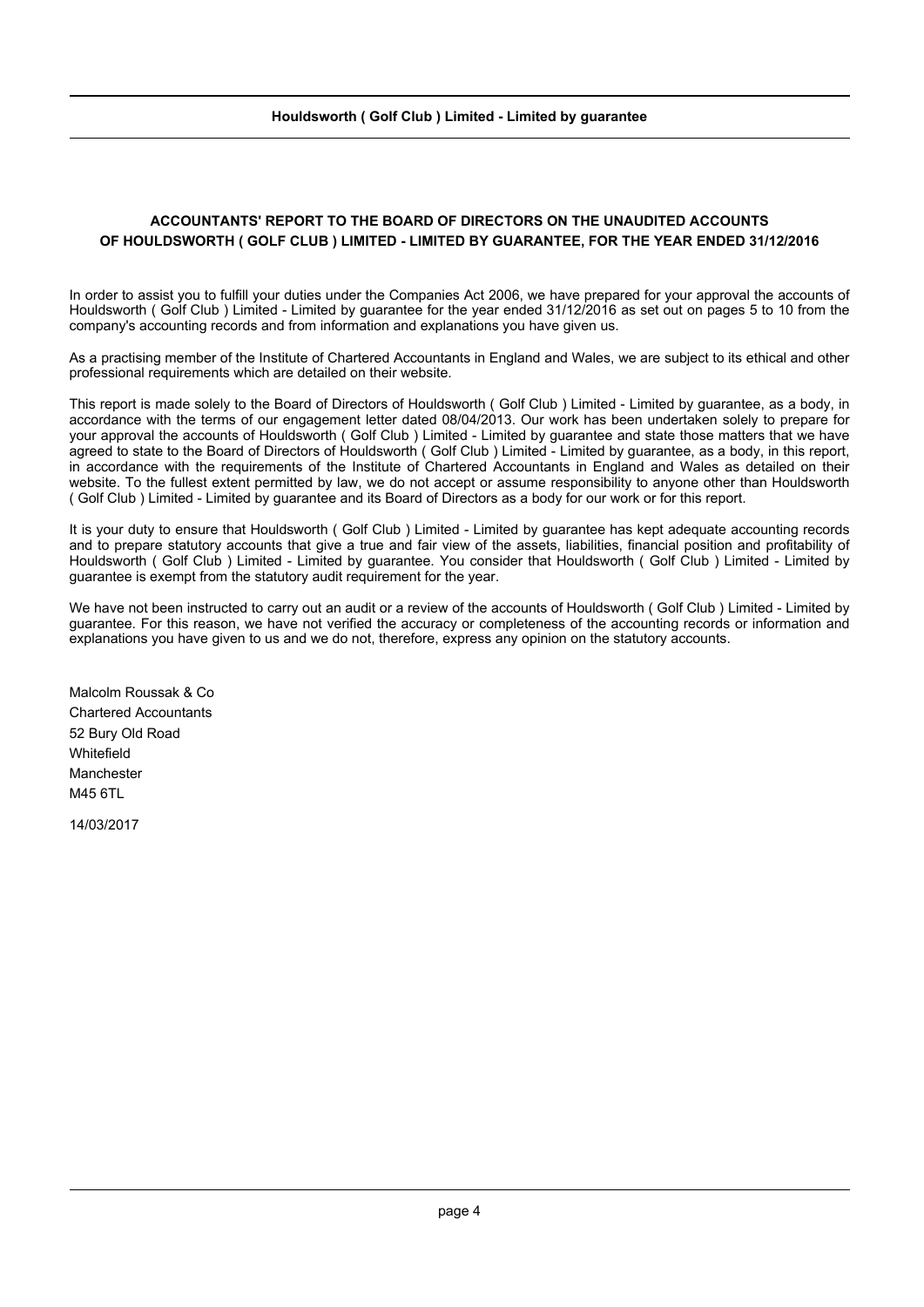## ACCOUNTANTS' REPORT TO THE BOARD OF DIRECTORS ON THE UNAUDITED ACCOUNTS OF HOULDSWORTH ( GOLF CLUB ) LIMITED - LIMITED BY GUARANTEE, FOR THE YEAR ENDED 31/12/2016

In order to assist you to fulfill your duties under the Companies Act 2006, we have prepared for your approval the accounts of Houldsworth ( Golf Club ) Limited - Limited by guarantee for the year ended 31/12/2016 as set out on pages 5 to 10 from the company's accounting records and from information and explanations you have given us.

As a practising member of the Institute of Chartered Accountants in England and Wales, we are subject to its ethical and other professional requirements which are detailed on their website.

This report is made solely to the Board of Directors of Houldsworth ( Golf Club ) Limited - Limited by guarantee, as a body, in accordance with the terms of our engagement letter dated 08/04/2013. Our work has been undertaken solely to prepare for your approval the accounts of Houldsworth ( Golf Club ) Limited - Limited by guarantee and state those matters that we have agreed to state to the Board of Directors of Houldsworth ( Golf Club ) Limited - Limited by guarantee, as a body, in this report, in accordance with the requirements of the Institute of Chartered Accountants in England and Wales as detailed on their website. To the fullest extent permitted by law, we do not accept or assume responsibility to anyone other than Houldsworth ( Golf Club ) Limited - Limited by guarantee and its Board of Directors as a body for our work or for this report.

It is your duty to ensure that Houldsworth ( Golf Club ) Limited - Limited by guarantee has kept adequate accounting records and to prepare statutory accounts that give a true and fair view of the assets, liabilities, financial position and profitability of Houldsworth ( Golf Club ) Limited - Limited by guarantee. You consider that Houldsworth ( Golf Club ) Limited - Limited by guarantee is exempt from the statutory audit requirement for the year.

We have not been instructed to carry out an audit or a review of the accounts of Houldsworth ( Golf Club ) Limited - Limited by guarantee. For this reason, we have not verified the accuracy or completeness of the accounting records or information and explanations you have given to us and we do not, therefore, express any opinion on the statutory accounts.

Malcolm Roussak & Co
Chartered Accountants
52 Bury Old Road
Whitefield
Manchester
M45 6TL

14/03/2017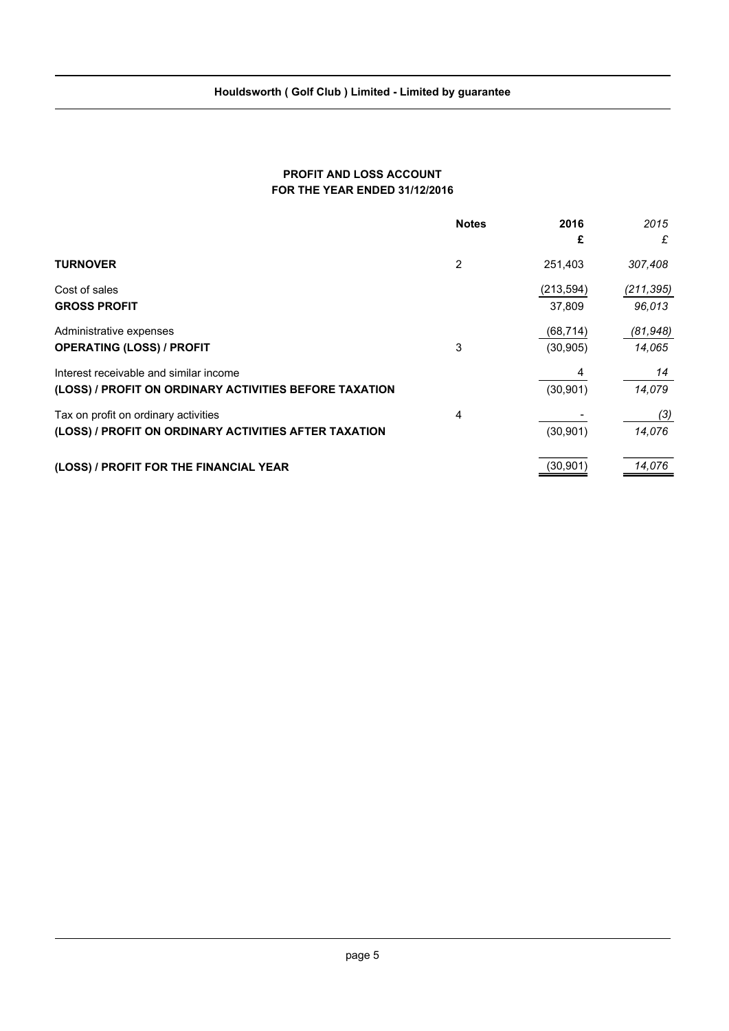## PROFIT AND LOSS ACCOUNT
## FOR THE YEAR ENDED 31/12/2016

| | Notes | 2016 | 2015 |
|---|---|---|---|
| | | £ | £ |
| **TURNOVER** | 2 | 251,403 | 307,408 |
| Cost of sales | | (213,594) | (211,395) |
| **GROSS PROFIT** | | 37,809 | 96,013 |
| Administrative expenses | | (68,714) | (81,948) |
| **OPERATING (LOSS) / PROFIT** | 3 | (30,905) | 14,065 |
| Interest receivable and similar income | | 4 | 14 |
| **(LOSS) / PROFIT ON ORDINARY ACTIVITIES BEFORE TAXATION** | | (30,901) | 14,079 |
| Tax on profit on ordinary activities | 4 | - | (3) |
| **(LOSS) / PROFIT ON ORDINARY ACTIVITIES AFTER TAXATION** | | (30,901) | 14,076 |
| **(LOSS) / PROFIT FOR THE FINANCIAL YEAR** | | (30,901) | 14,076 |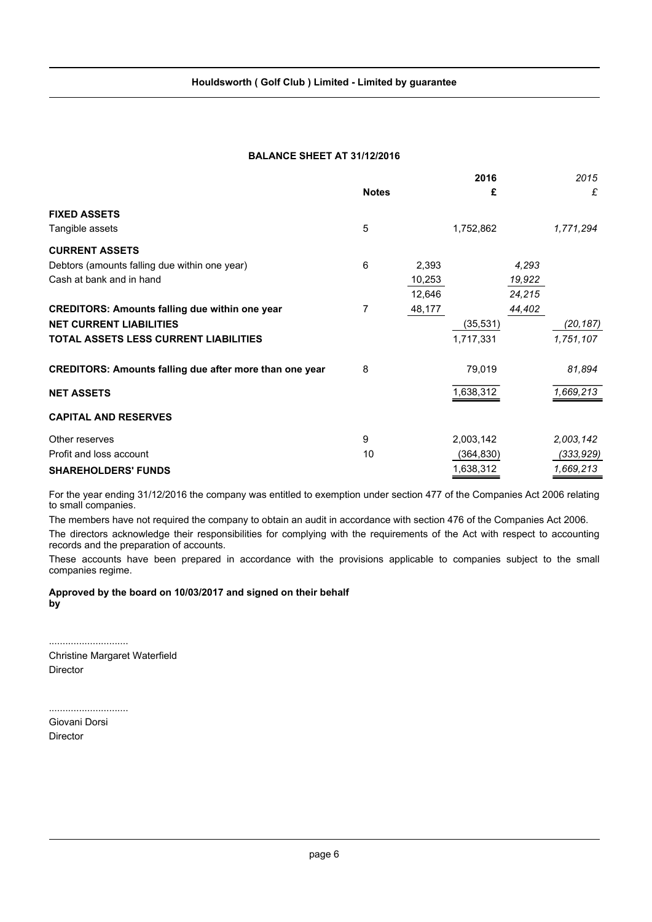**Houldsworth ( Golf Club ) Limited - Limited by guarantee**

## BALANCE SHEET AT 31/12/2016

| | Notes | | 2016 £ | | *2015 £* |
|---|---|---|---|---|---|
| **FIXED ASSETS** | | | | | |
| Tangible assets | 5 | | 1,752,862 | | *1,771,294* |
| **CURRENT ASSETS** | | | | | |
| Debtors (amounts falling due within one year) | 6 | 2,393 | | *4,293* | |
| Cash at bank and in hand | | 10,253 | | *19,922* | |
| | | 12,646 | | *24,215* | |
| **CREDITORS: Amounts falling due within one year** | 7 | 48,177 | | *44,402* | |
| **NET CURRENT LIABILITIES** | | | (35,531) | | *(20,187)* |
| **TOTAL ASSETS LESS CURRENT LIABILITIES** | | | 1,717,331 | | *1,751,107* |
| **CREDITORS: Amounts falling due after more than one year** | 8 | | 79,019 | | *81,894* |
| **NET ASSETS** | | | 1,638,312 | | *1,669,213* |
| **CAPITAL AND RESERVES** | | | | | |
| Other reserves | 9 | | 2,003,142 | | *2,003,142* |
| Profit and loss account | 10 | | (364,830) | | *(333,929)* |
| **SHAREHOLDERS' FUNDS** | | | 1,638,312 | | *1,669,213* |

For the year ending 31/12/2016 the company was entitled to exemption under section 477 of the Companies Act 2006 relating to small companies.

The members have not required the company to obtain an audit in accordance with section 476 of the Companies Act 2006.

The directors acknowledge their responsibilities for complying with the requirements of the Act with respect to accounting records and the preparation of accounts.

These accounts have been prepared in accordance with the provisions applicable to companies subject to the small companies regime.

**Approved by the board on 10/03/2017 and signed on their behalf by**

............................

Christine Margaret Waterfield

Director

............................

Giovani Dorsi

Director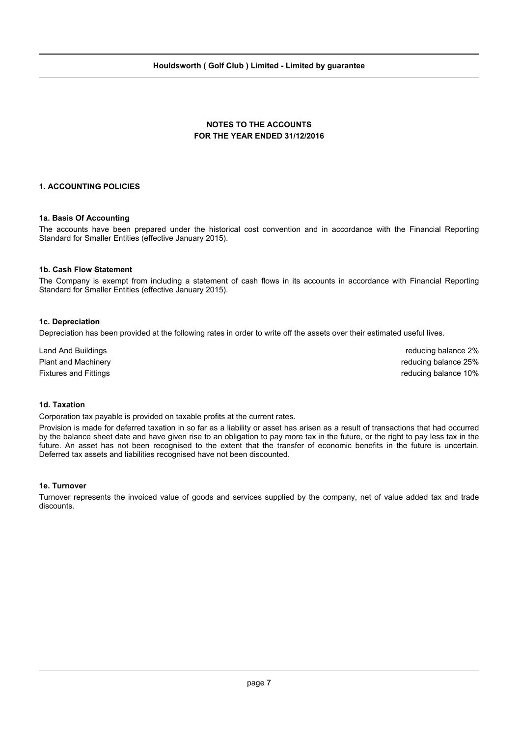## NOTES TO THE ACCOUNTS
## FOR THE YEAR ENDED 31/12/2016

### 1. ACCOUNTING POLICIES

#### 1a. Basis Of Accounting

The accounts have been prepared under the historical cost convention and in accordance with the Financial Reporting Standard for Smaller Entities (effective January 2015).

#### 1b. Cash Flow Statement

The Company is exempt from including a statement of cash flows in its accounts in accordance with Financial Reporting Standard for Smaller Entities (effective January 2015).

#### 1c. Depreciation

Depreciation has been provided at the following rates in order to write off the assets over their estimated useful lives.

| | |
|---|---|
| Land And Buildings | reducing balance 2% |
| Plant and Machinery | reducing balance 25% |
| Fixtures and Fittings | reducing balance 10% |

#### 1d. Taxation

Corporation tax payable is provided on taxable profits at the current rates.

Provision is made for deferred taxation in so far as a liability or asset has arisen as a result of transactions that had occurred by the balance sheet date and have given rise to an obligation to pay more tax in the future, or the right to pay less tax in the future. An asset has not been recognised to the extent that the transfer of economic benefits in the future is uncertain. Deferred tax assets and liabilities recognised have not been discounted.

#### 1e. Turnover

Turnover represents the invoiced value of goods and services supplied by the company, net of value added tax and trade discounts.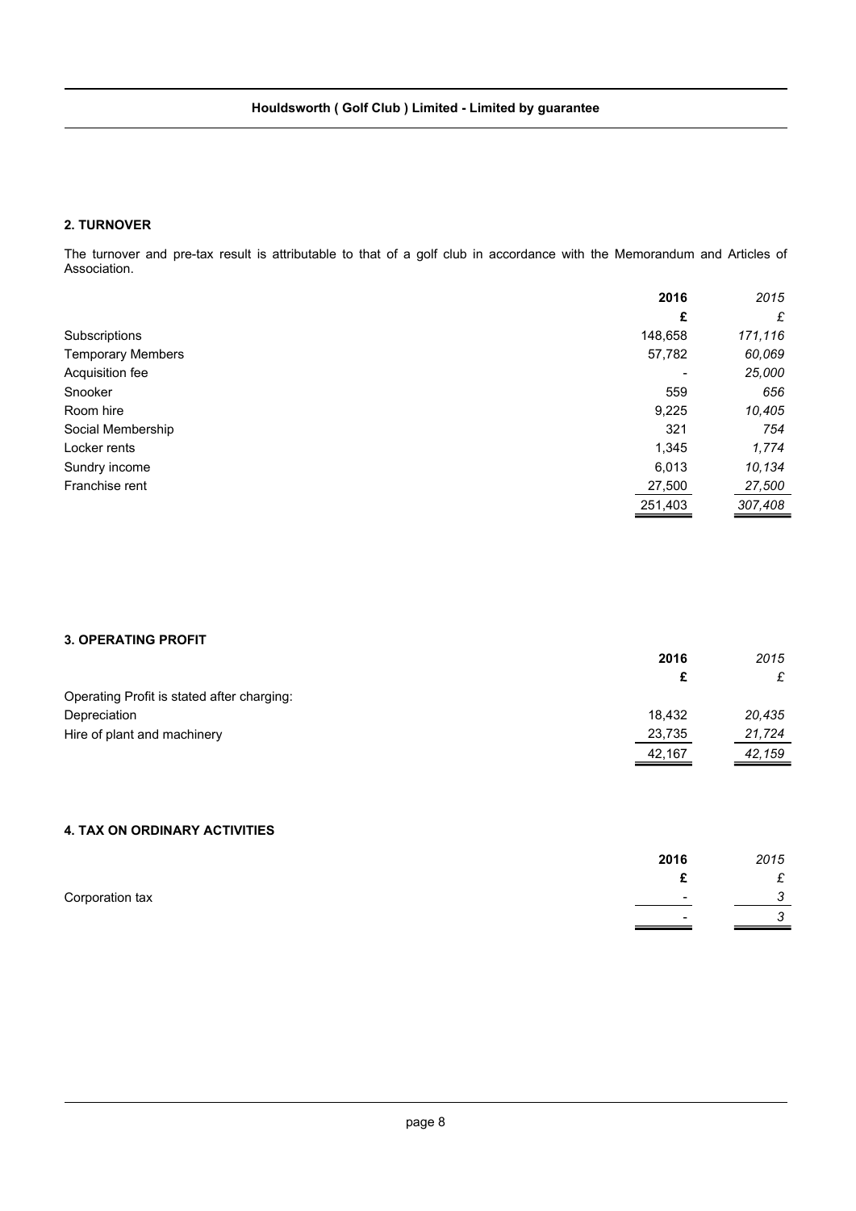## 2. TURNOVER

The turnover and pre-tax result is attributable to that of a golf club in accordance with the Memorandum and Articles of Association.

| | 2016 | 2015 |
|---|---|---|
| | £ | £ |
| Subscriptions | 148,658 | 171,116 |
| Temporary Members | 57,782 | 60,069 |
| Acquisition fee | - | 25,000 |
| Snooker | 559 | 656 |
| Room hire | 9,225 | 10,405 |
| Social Membership | 321 | 754 |
| Locker rents | 1,345 | 1,774 |
| Sundry income | 6,013 | 10,134 |
| Franchise rent | 27,500 | 27,500 |
| | 251,403 | 307,408 |

## 3. OPERATING PROFIT

| | 2016 | 2015 |
|---|---|---|
| | £ | £ |
| Operating Profit is stated after charging: | | |
| Depreciation | 18,432 | 20,435 |
| Hire of plant and machinery | 23,735 | 21,724 |
| | 42,167 | 42,159 |

## 4. TAX ON ORDINARY ACTIVITIES

| | 2016 | 2015 |
|---|---|---|
| | £ | £ |
| Corporation tax | - | 3 |
| | - | 3 |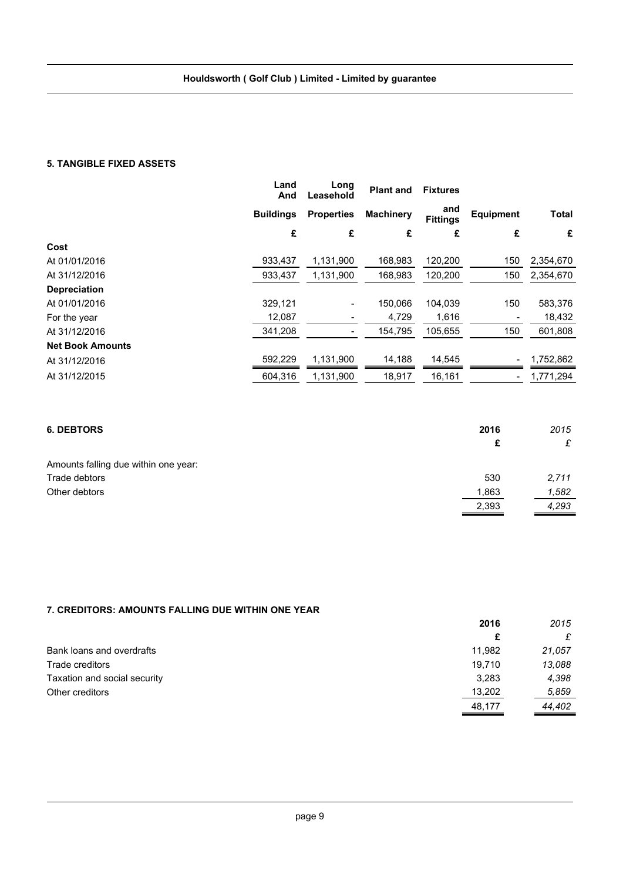## 5. TANGIBLE FIXED ASSETS

| | Land And Buildings | Long Leasehold Properties | Plant and Machinery | Fixtures and Fittings | Equipment | Total |
|---|---|---|---|---|---|---|
| | £ | £ | £ | £ | £ | £ |
| **Cost** | | | | | | |
| At 01/01/2016 | 933,437 | 1,131,900 | 168,983 | 120,200 | 150 | 2,354,670 |
| At 31/12/2016 | 933,437 | 1,131,900 | 168,983 | 120,200 | 150 | 2,354,670 |
| **Depreciation** | | | | | | |
| At 01/01/2016 | 329,121 | - | 150,066 | 104,039 | 150 | 583,376 |
| For the year | 12,087 | - | 4,729 | 1,616 | - | 18,432 |
| At 31/12/2016 | 341,208 | - | 154,795 | 105,655 | 150 | 601,808 |
| **Net Book Amounts** | | | | | | |
| At 31/12/2016 | 592,229 | 1,131,900 | 14,188 | 14,545 | - | 1,752,862 |
| At 31/12/2015 | 604,316 | 1,131,900 | 18,917 | 16,161 | - | 1,771,294 |

## 6. DEBTORS

| | 2016 | *2015* |
|---|---|---|
| | £ | *£* |
| Amounts falling due within one year: | | |
| Trade debtors | 530 | *2,711* |
| Other debtors | 1,863 | *1,582* |
| | 2,393 | *4,293* |

## 7. CREDITORS: AMOUNTS FALLING DUE WITHIN ONE YEAR

| | 2016 | *2015* |
|---|---|---|
| | £ | *£* |
| Bank loans and overdrafts | 11,982 | *21,057* |
| Trade creditors | 19,710 | *13,088* |
| Taxation and social security | 3,283 | *4,398* |
| Other creditors | 13,202 | *5,859* |
| | 48,177 | *44,402* |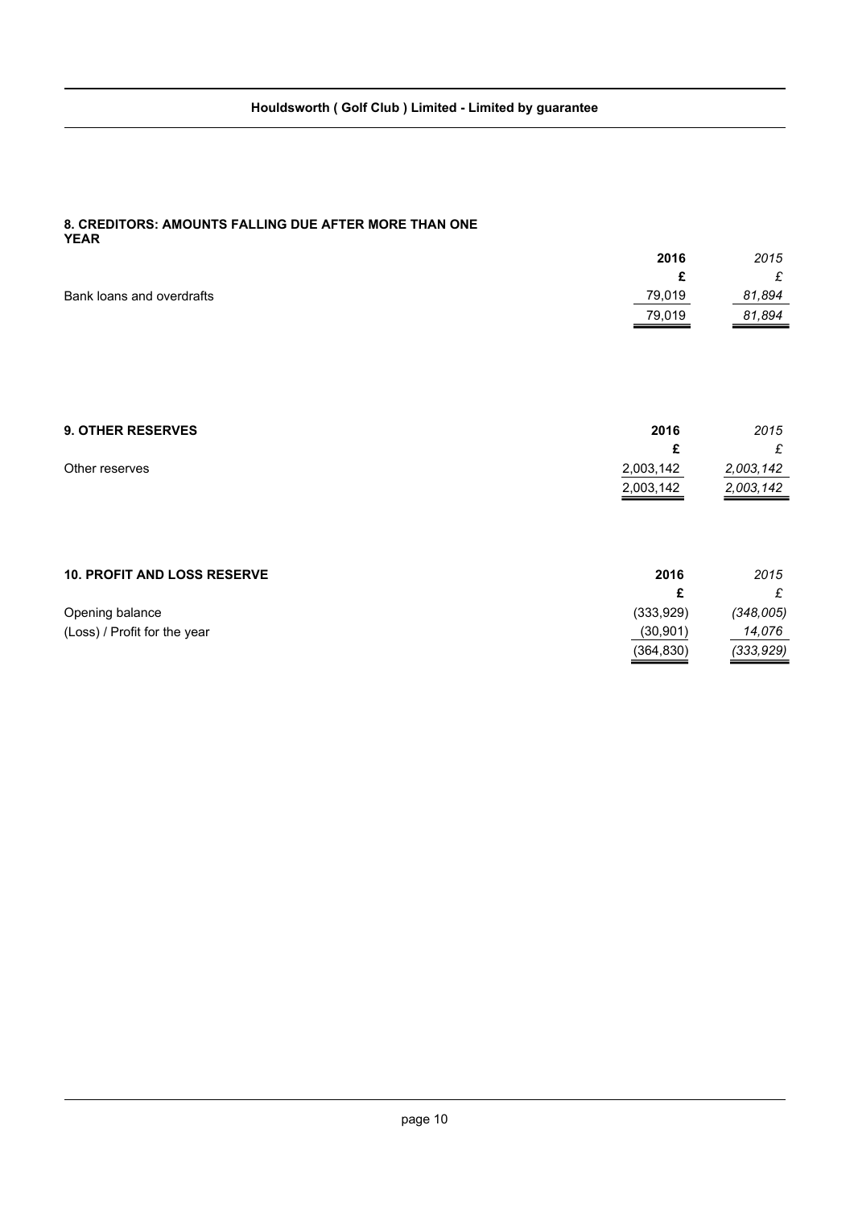## 8. CREDITORS: AMOUNTS FALLING DUE AFTER MORE THAN ONE YEAR

| | 2016 | *2015* |
|---|---|---|
| | £ | *£* |
| Bank loans and overdrafts | 79,019 | *81,894* |
| | 79,019 | *81,894* |

## 9. OTHER RESERVES

| | 2016 | *2015* |
|---|---|---|
| | £ | *£* |
| Other reserves | 2,003,142 | *2,003,142* |
| | 2,003,142 | *2,003,142* |

## 10. PROFIT AND LOSS RESERVE

| | 2016 | *2015* |
|---|---|---|
| | £ | *£* |
| Opening balance | (333,929) | *(348,005)* |
| (Loss) / Profit for the year | (30,901) | *14,076* |
| | (364,830) | *(333,929)* |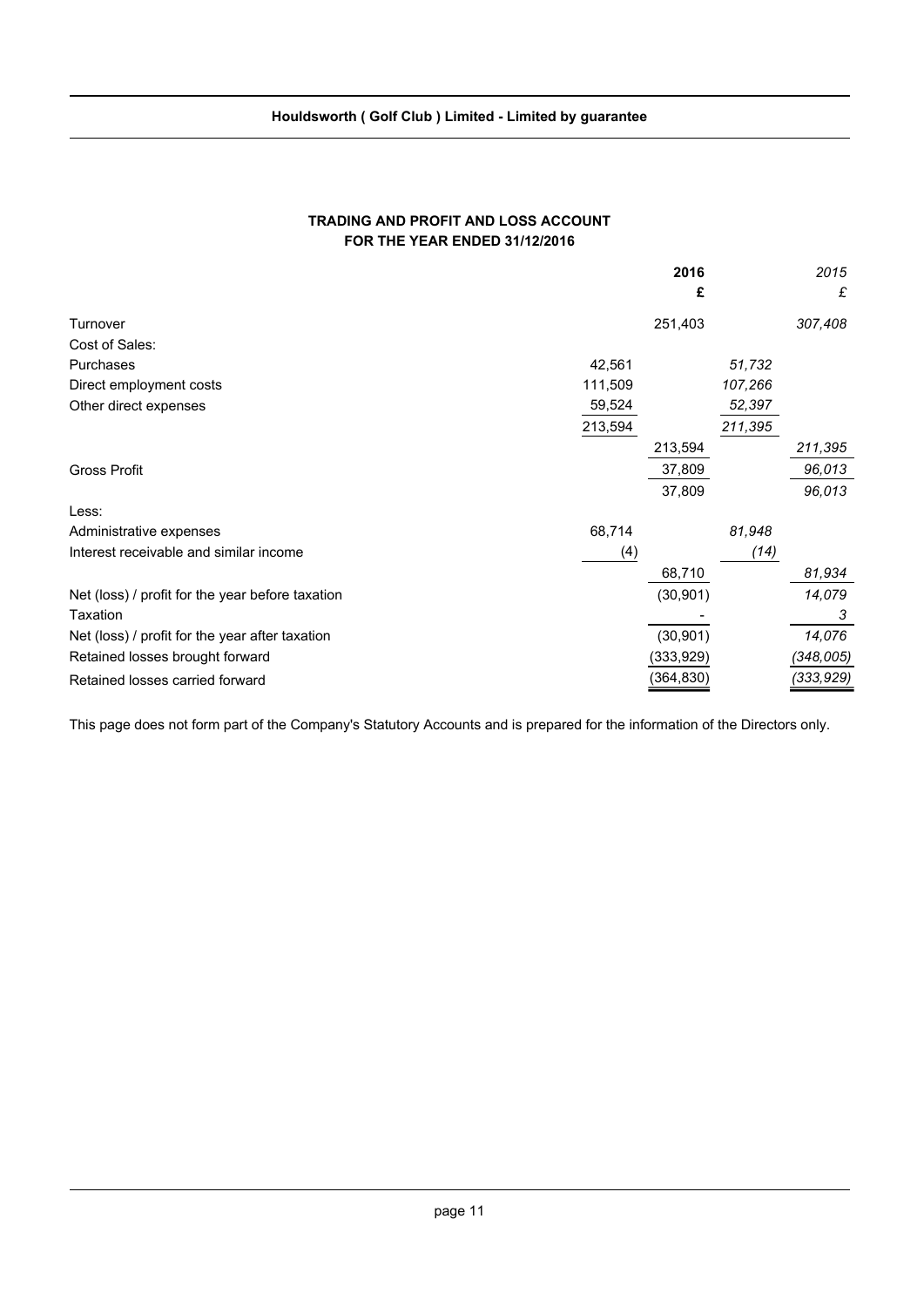**Houldsworth ( Golf Club ) Limited - Limited by guarantee**

## TRADING AND PROFIT AND LOSS ACCOUNT
## FOR THE YEAR ENDED 31/12/2016

| | | 2016 | | *2015* |
|---|---|---|---|---|
| | | £ | | *£* |
| Turnover | | 251,403 | | *307,408* |
| Cost of Sales: | | | | |
| Purchases | 42,561 | | *51,732* | |
| Direct employment costs | 111,509 | | *107,266* | |
| Other direct expenses | 59,524 | | *52,397* | |
| | 213,594 | | *211,395* | |
| | | 213,594 | | *211,395* |
| Gross Profit | | 37,809 | | *96,013* |
| | | 37,809 | | *96,013* |
| Less: | | | | |
| Administrative expenses | 68,714 | | *81,948* | |
| Interest receivable and similar income | (4) | | *(14)* | |
| | | 68,710 | | *81,934* |
| Net (loss) / profit for the year before taxation | | (30,901) | | *14,079* |
| Taxation | | - | | *3* |
| Net (loss) / profit for the year after taxation | | (30,901) | | *14,076* |
| Retained losses brought forward | | (333,929) | | *(348,005)* |
| Retained losses carried forward | | (364,830) | | *(333,929)* |

This page does not form part of the Company's Statutory Accounts and is prepared for the information of the Directors only.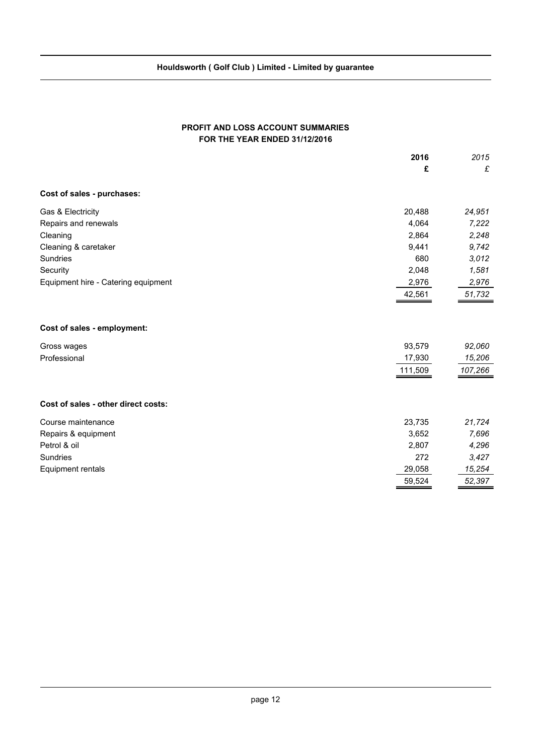## PROFIT AND LOSS ACCOUNT SUMMARIES
## FOR THE YEAR ENDED 31/12/2016

| | 2016 £ | *2015 £* |
|---|---|---|
| **Cost of sales - purchases:** | | |
| Gas & Electricity | 20,488 | *24,951* |
| Repairs and renewals | 4,064 | *7,222* |
| Cleaning | 2,864 | *2,248* |
| Cleaning & caretaker | 9,441 | *9,742* |
| Sundries | 680 | *3,012* |
| Security | 2,048 | *1,581* |
| Equipment hire - Catering equipment | 2,976 | *2,976* |
| | 42,561 | *51,732* |
| **Cost of sales - employment:** | | |
| Gross wages | 93,579 | *92,060* |
| Professional | 17,930 | *15,206* |
| | 111,509 | *107,266* |
| **Cost of sales - other direct costs:** | | |
| Course maintenance | 23,735 | *21,724* |
| Repairs & equipment | 3,652 | *7,696* |
| Petrol & oil | 2,807 | *4,296* |
| Sundries | 272 | *3,427* |
| Equipment rentals | 29,058 | *15,254* |
| | 59,524 | *52,397* |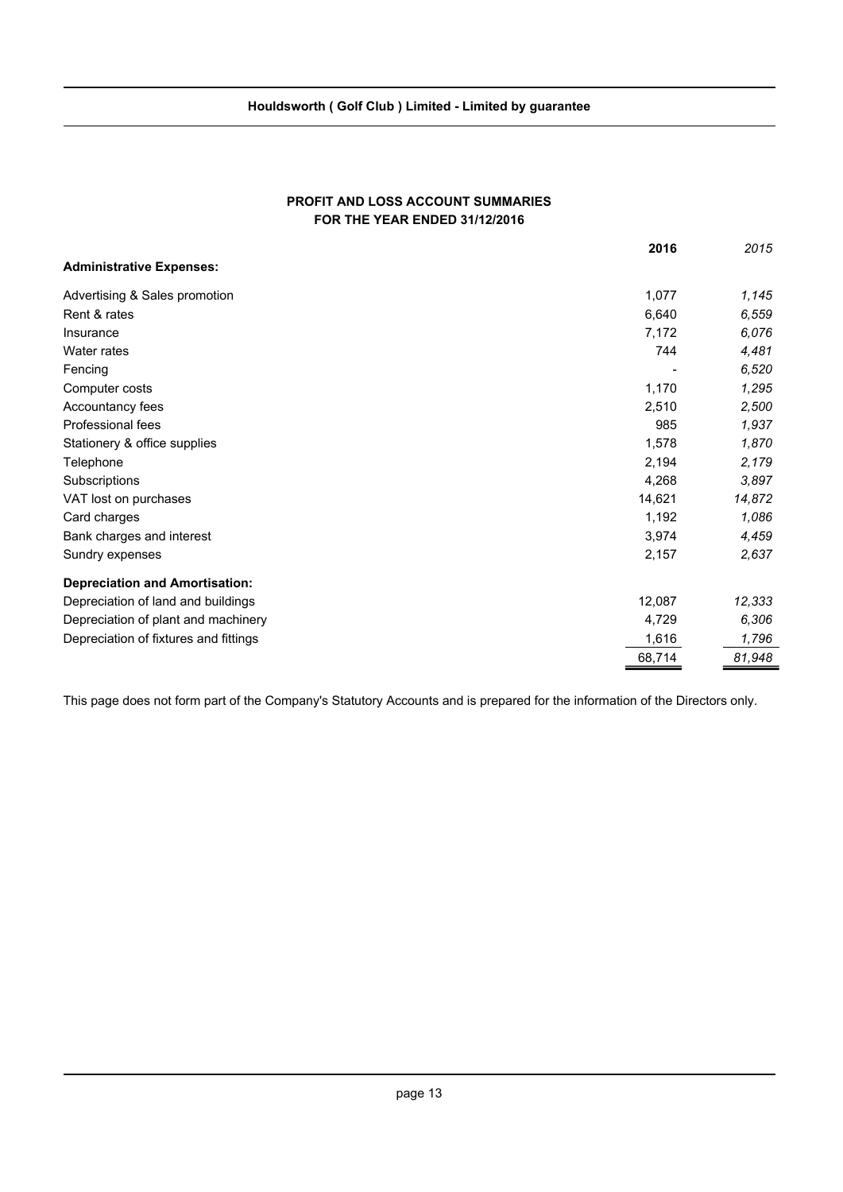Houldsworth ( Golf Club ) Limited - Limited by guarantee

## PROFIT AND LOSS ACCOUNT SUMMARIES
## FOR THE YEAR ENDED 31/12/2016

| | **2016** | *2015* |
|---|---|---|
| **Administrative Expenses:** | | |
| Advertising & Sales promotion | 1,077 | *1,145* |
| Rent & rates | 6,640 | *6,559* |
| Insurance | 7,172 | *6,076* |
| Water rates | 744 | *4,481* |
| Fencing | - | *6,520* |
| Computer costs | 1,170 | *1,295* |
| Accountancy fees | 2,510 | *2,500* |
| Professional fees | 985 | *1,937* |
| Stationery & office supplies | 1,578 | *1,870* |
| Telephone | 2,194 | *2,179* |
| Subscriptions | 4,268 | *3,897* |
| VAT lost on purchases | 14,621 | *14,872* |
| Card charges | 1,192 | *1,086* |
| Bank charges and interest | 3,974 | *4,459* |
| Sundry expenses | 2,157 | *2,637* |
| **Depreciation and Amortisation:** | | |
| Depreciation of land and buildings | 12,087 | *12,333* |
| Depreciation of plant and machinery | 4,729 | *6,306* |
| Depreciation of fixtures and fittings | 1,616 | *1,796* |
| | 68,714 | *81,948* |

This page does not form part of the Company's Statutory Accounts and is prepared for the information of the Directors only.